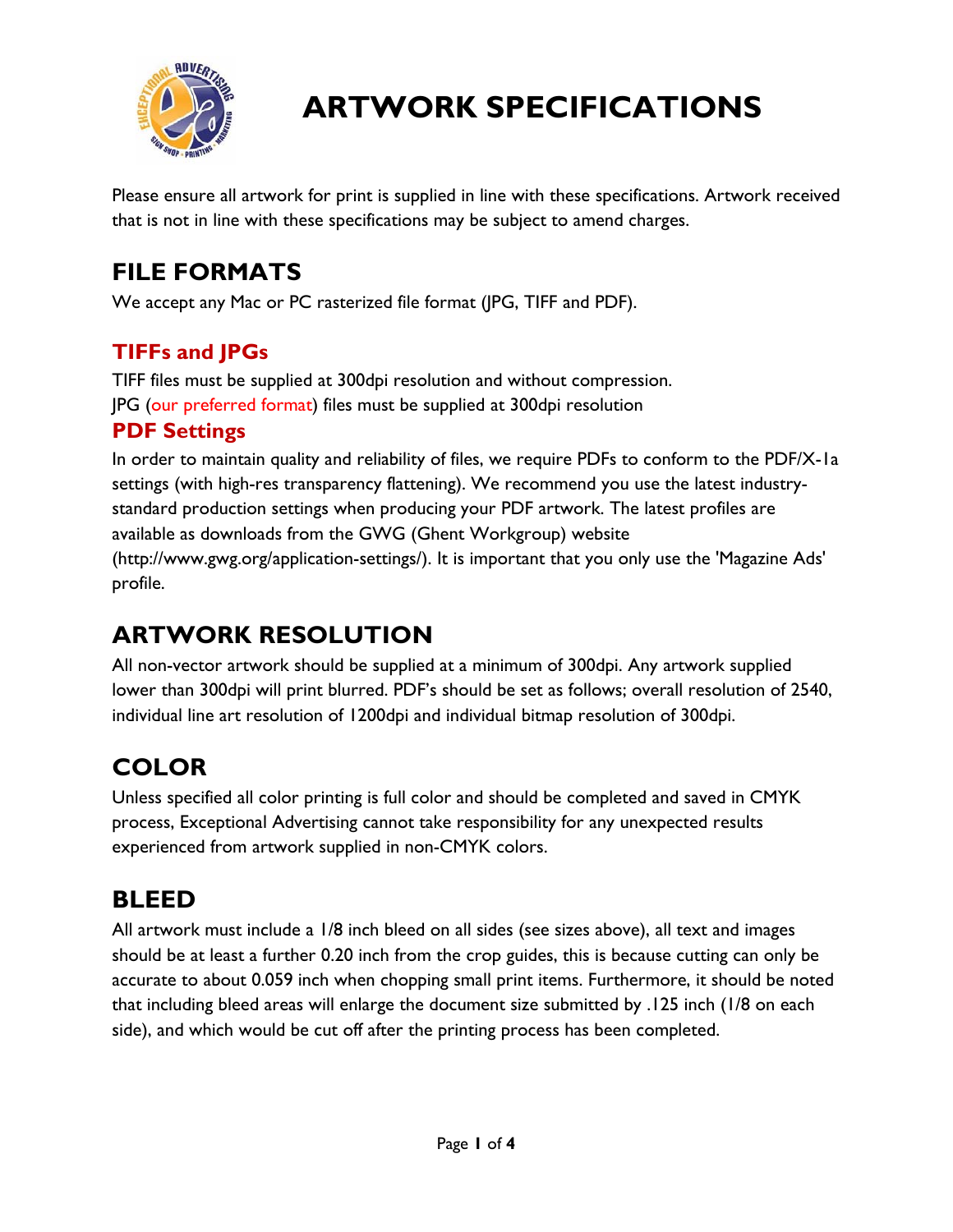# ARTWORK SPECIFICATIONS

Please ensure all artwork for print is supplied in line with these specifications. Artwork received that is not in line with these specifications may be subject to amend charges.

## FILE FORMATS

We accept any Mac or PC rasterized file format (JPG, TIFF and PDF).

### TIFFs and JPGs

TIFF files must be supplied at 300dpi resolution and without compression.
JPG (our preferred format) files must be supplied at 300dpi resolution

### PDF Settings

In order to maintain quality and reliability of files, we require PDFs to conform to the PDF/X-1a settings (with high-res transparency flattening). We recommend you use the latest industry-standard production settings when producing your PDF artwork. The latest profiles are available as downloads from the GWG (Ghent Workgroup) website (http://www.gwg.org/application-settings/). It is important that you only use the 'Magazine Ads' profile.

## ARTWORK RESOLUTION

All non-vector artwork should be supplied at a minimum of 300dpi. Any artwork supplied lower than 300dpi will print blurred. PDF's should be set as follows; overall resolution of 2540, individual line art resolution of 1200dpi and individual bitmap resolution of 300dpi.

## COLOR

Unless specified all color printing is full color and should be completed and saved in CMYK process, Exceptional Advertising cannot take responsibility for any unexpected results experienced from artwork supplied in non-CMYK colors.

## BLEED

All artwork must include a 1/8 inch bleed on all sides (see sizes above), all text and images should be at least a further 0.20 inch from the crop guides, this is because cutting can only be accurate to about 0.059 inch when chopping small print items. Furthermore, it should be noted that including bleed areas will enlarge the document size submitted by .125 inch (1/8 on each side), and which would be cut off after the printing process has been completed.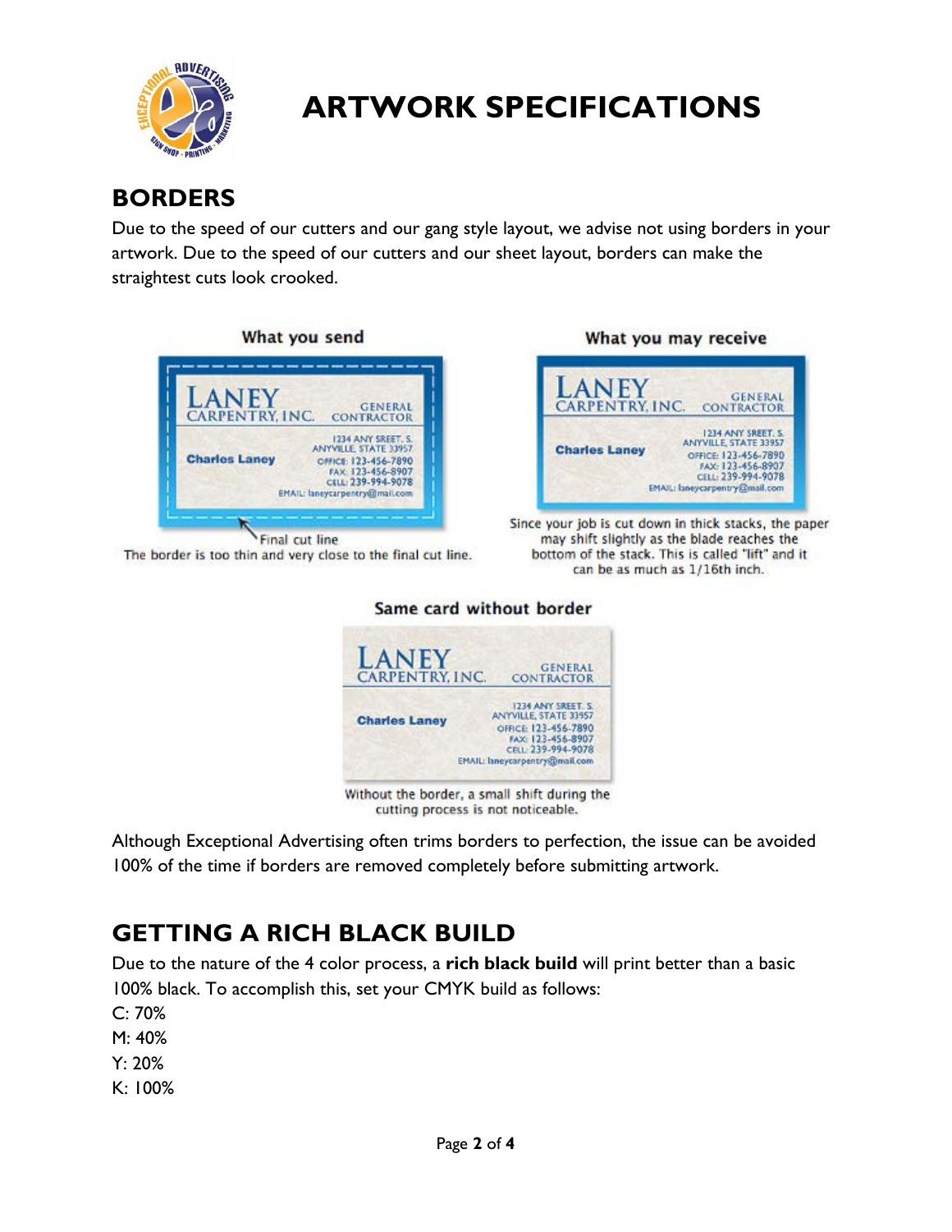# ARTWORK SPECIFICATIONS

## BORDERS

Due to the speed of our cutters and our gang style layout, we advise not using borders in your artwork. Due to the speed of our cutters and our sheet layout, borders can make the straightest cuts look crooked.

What you send

Final cut line

The border is too thin and very close to the final cut line.

What you may receive

Since your job is cut down in thick stacks, the paper may shift slightly as the blade reaches the bottom of the stack. This is called "lift" and it can be as much as 1/16th inch.

Same card without border

Without the border, a small shift during the cutting process is not noticeable.

Although Exceptional Advertising often trims borders to perfection, the issue can be avoided 100% of the time if borders are removed completely before submitting artwork.

## GETTING A RICH BLACK BUILD

Due to the nature of the 4 color process, a **rich black build** will print better than a basic 100% black. To accomplish this, set your CMYK build as follows:

C: 70%
M: 40%
Y: 20%
K: 100%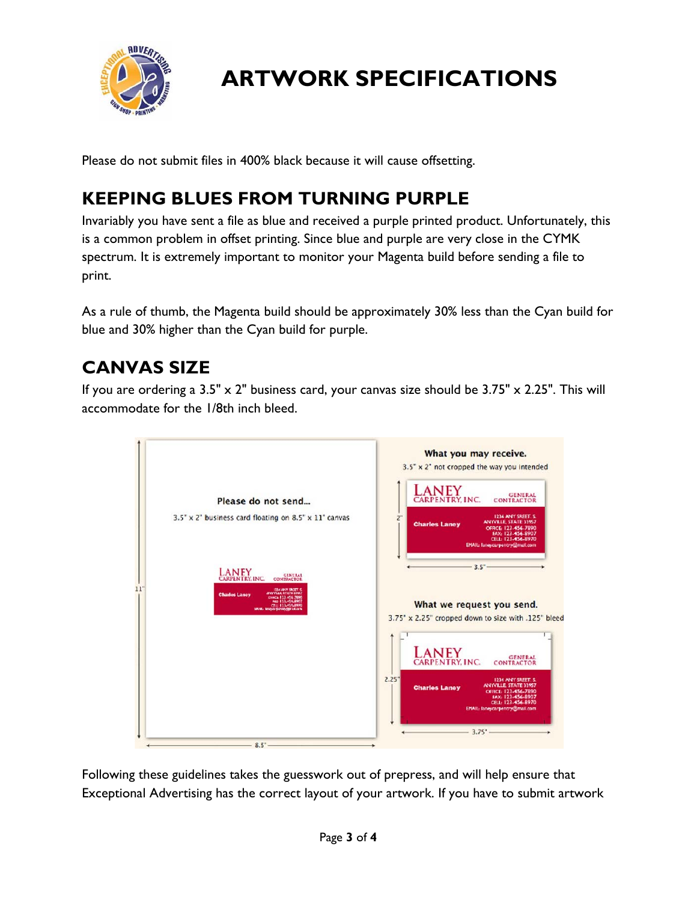# ARTWORK SPECIFICATIONS

Please do not submit files in 400% black because it will cause offsetting.

## KEEPING BLUES FROM TURNING PURPLE

Invariably you have sent a file as blue and received a purple printed product. Unfortunately, this is a common problem in offset printing. Since blue and purple are very close in the CYMK spectrum. It is extremely important to monitor your Magenta build before sending a file to print.

As a rule of thumb, the Magenta build should be approximately 30% less than the Cyan build for blue and 30% higher than the Cyan build for purple.

## CANVAS SIZE

If you are ordering a 3.5" x 2" business card, your canvas size should be 3.75" x 2.25". This will accommodate for the 1/8th inch bleed.

Please do not send...

3.5" x 2" business card floating on 8.5" x 11" canvas

What you may receive.

3.5" x 2" not cropped the way you intended

What we request you send.

3.75" x 2.25" cropped down to size with .125" bleed

Following these guidelines takes the guesswork out of prepress, and will help ensure that Exceptional Advertising has the correct layout of your artwork. If you have to submit artwork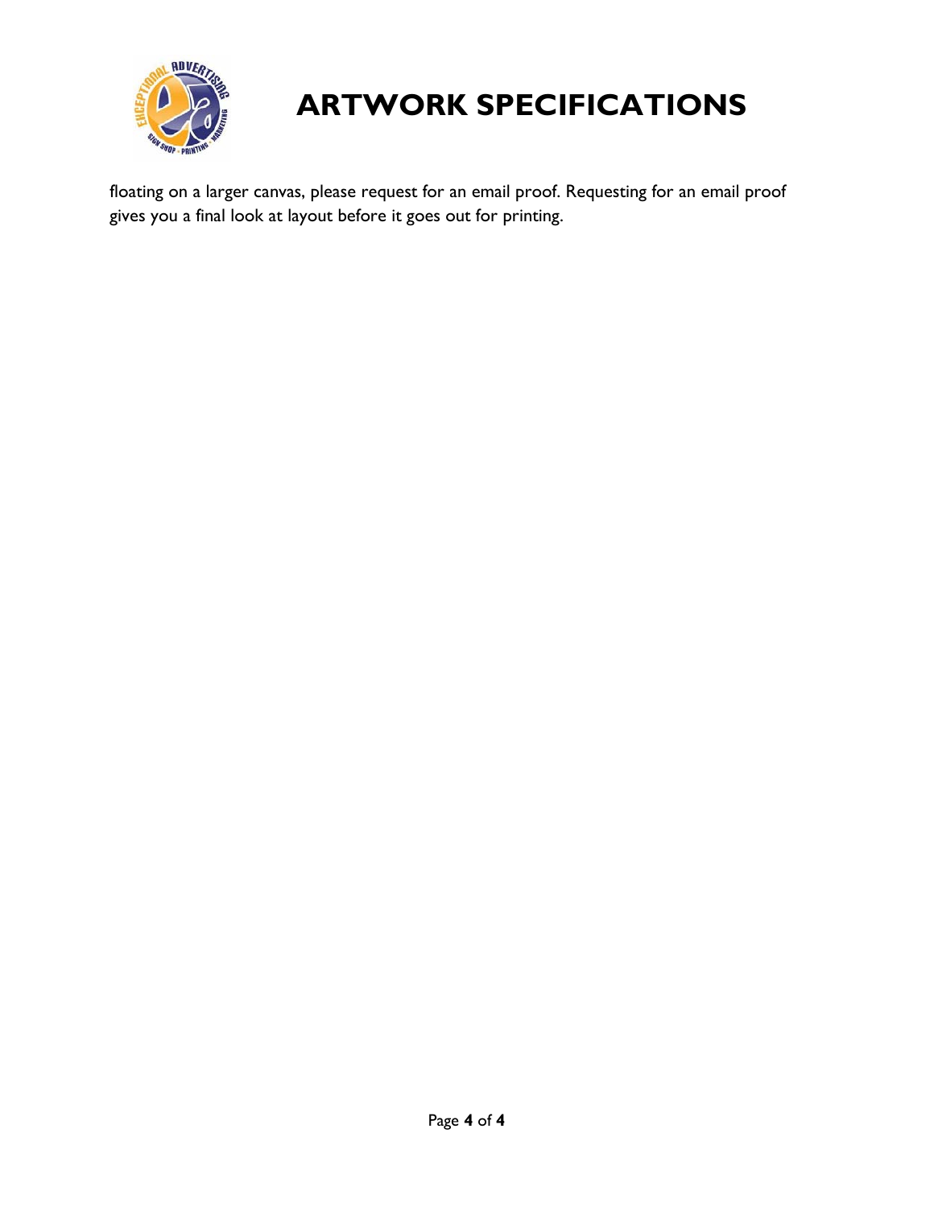floating on a larger canvas, please request for an email proof. Requesting for an email proof gives you a final look at layout before it goes out for printing.